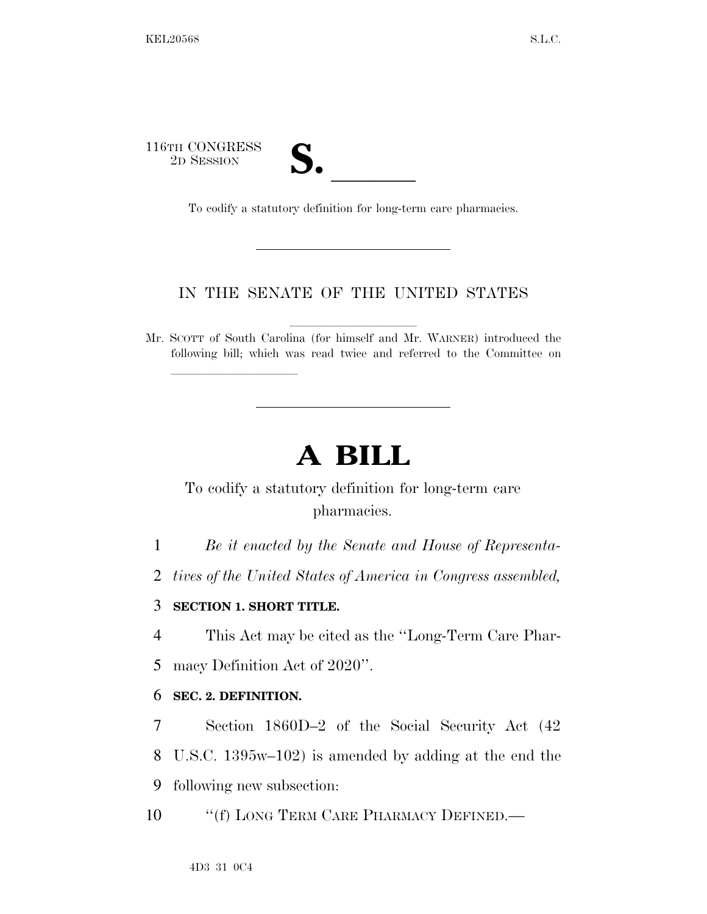116TH CONGRESS
2D SESSION

# S. \_\_\_\_\_\_

To codify a statutory definition for long-term care pharmacies.

---

IN THE SENATE OF THE UNITED STATES

Mr. SCOTT of South Carolina (for himself and Mr. WARNER) introduced the following bill; which was read twice and referred to the Committee on \_\_\_\_\_\_\_\_\_\_\_\_\_\_\_\_

---

# A BILL

To codify a statutory definition for long-term care pharmacies.

1 *Be it enacted by the Senate and House of Representa-*
2 *tives of the United States of America in Congress assembled,*

3 **SECTION 1. SHORT TITLE.**

4 This Act may be cited as the ''Long-Term Care Phar-
5 macy Definition Act of 2020''.

6 **SEC. 2. DEFINITION.**

7 Section 1860D–2 of the Social Security Act (42
8 U.S.C. 1395w–102) is amended by adding at the end the
9 following new subsection:

10 ''(f) LONG TERM CARE PHARMACY DEFINED.—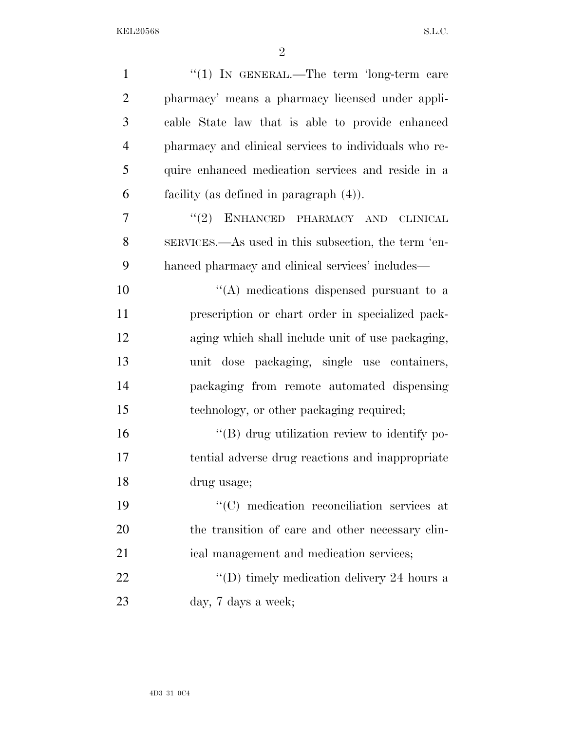"(1) IN GENERAL.—The term 'long-term care pharmacy' means a pharmacy licensed under applicable State law that is able to provide enhanced pharmacy and clinical services to individuals who require enhanced medication services and reside in a facility (as defined in paragraph (4)).

"(2) ENHANCED PHARMACY AND CLINICAL SERVICES.—As used in this subsection, the term 'enhanced pharmacy and clinical services' includes—

"(A) medications dispensed pursuant to a prescription or chart order in specialized packaging which shall include unit of use packaging, unit dose packaging, single use containers, packaging from remote automated dispensing technology, or other packaging required;

"(B) drug utilization review to identify potential adverse drug reactions and inappropriate drug usage;

"(C) medication reconciliation services at the transition of care and other necessary clinical management and medication services;

"(D) timely medication delivery 24 hours a day, 7 days a week;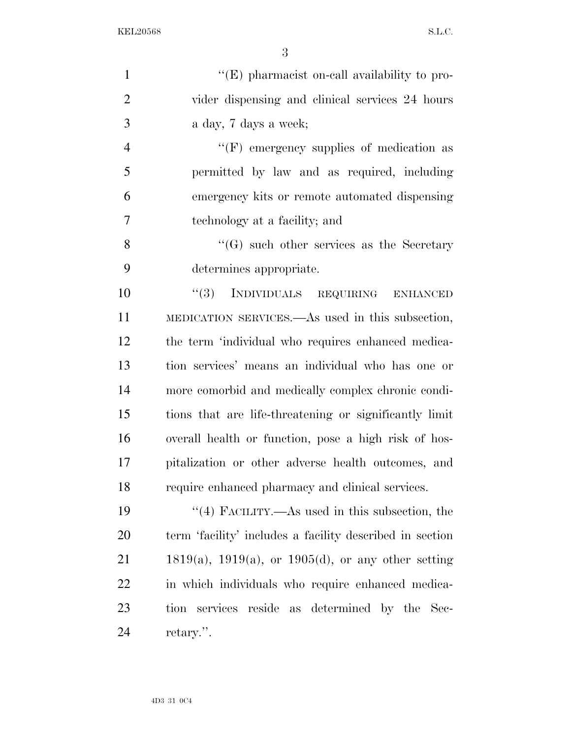"(E) pharmacist on-call availability to provider dispensing and clinical services 24 hours a day, 7 days a week;

"(F) emergency supplies of medication as permitted by law and as required, including emergency kits or remote automated dispensing technology at a facility; and

"(G) such other services as the Secretary determines appropriate.

"(3) INDIVIDUALS REQUIRING ENHANCED MEDICATION SERVICES.—As used in this subsection, the term 'individual who requires enhanced medication services' means an individual who has one or more comorbid and medically complex chronic conditions that are life-threatening or significantly limit overall health or function, pose a high risk of hospitalization or other adverse health outcomes, and require enhanced pharmacy and clinical services.

"(4) FACILITY.—As used in this subsection, the term 'facility' includes a facility described in section 1819(a), 1919(a), or 1905(d), or any other setting in which individuals who require enhanced medication services reside as determined by the Secretary.".